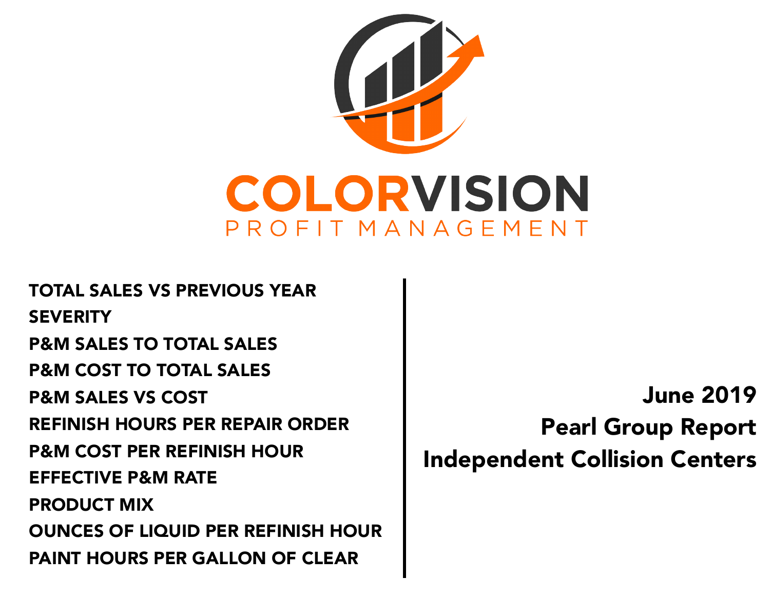# COLORVISION

PROFIT MANAGEMENT

- TOTAL SALES VS PREVIOUS YEAR
- SEVERITY
- P&M SALES TO TOTAL SALES
- P&M COST TO TOTAL SALES
- P&M SALES VS COST
- REFINISH HOURS PER REPAIR ORDER
- P&M COST PER REFINISH HOUR
- EFFECTIVE P&M RATE
- PRODUCT MIX
- OUNCES OF LIQUID PER REFINISH HOUR
- PAINT HOURS PER GALLON OF CLEAR

## June 2019
## Pearl Group Report
## Independent Collision Centers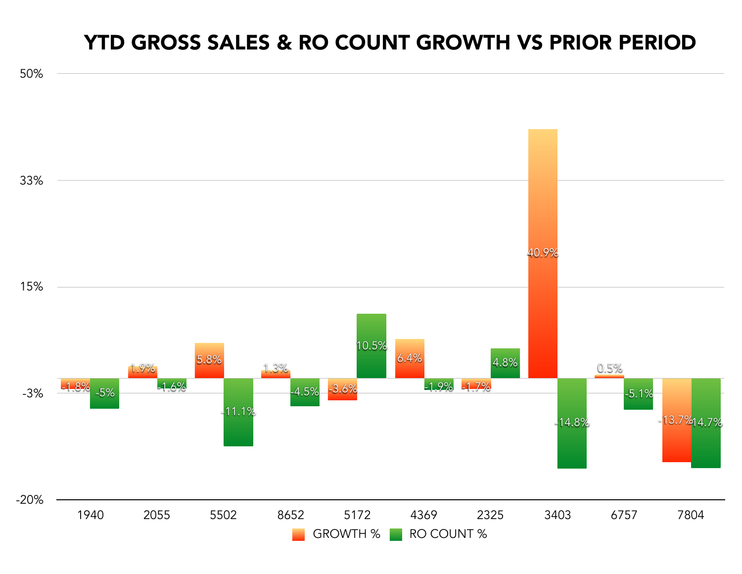# YTD GROSS SALES & RO COUNT GROWTH VS PRIOR PERIOD

| Location | GROWTH % | RO COUNT % |
|---|---|---|
| 1940 | -1.8% | -5% |
| 2055 | 1.9% | -1.6% |
| 5502 | 5.8% | -11.1% |
| 8652 | 1.3% | -4.5% |
| 5172 | -3.6% | 10.5% |
| 4369 | 6.4% | -1.9% |
| 2325 | -1.7% | 4.8% |
| 3403 | 40.9% | -14.8% |
| 6757 | 0.5% | -5.1% |
| 7804 | -13.7% | -14.7% |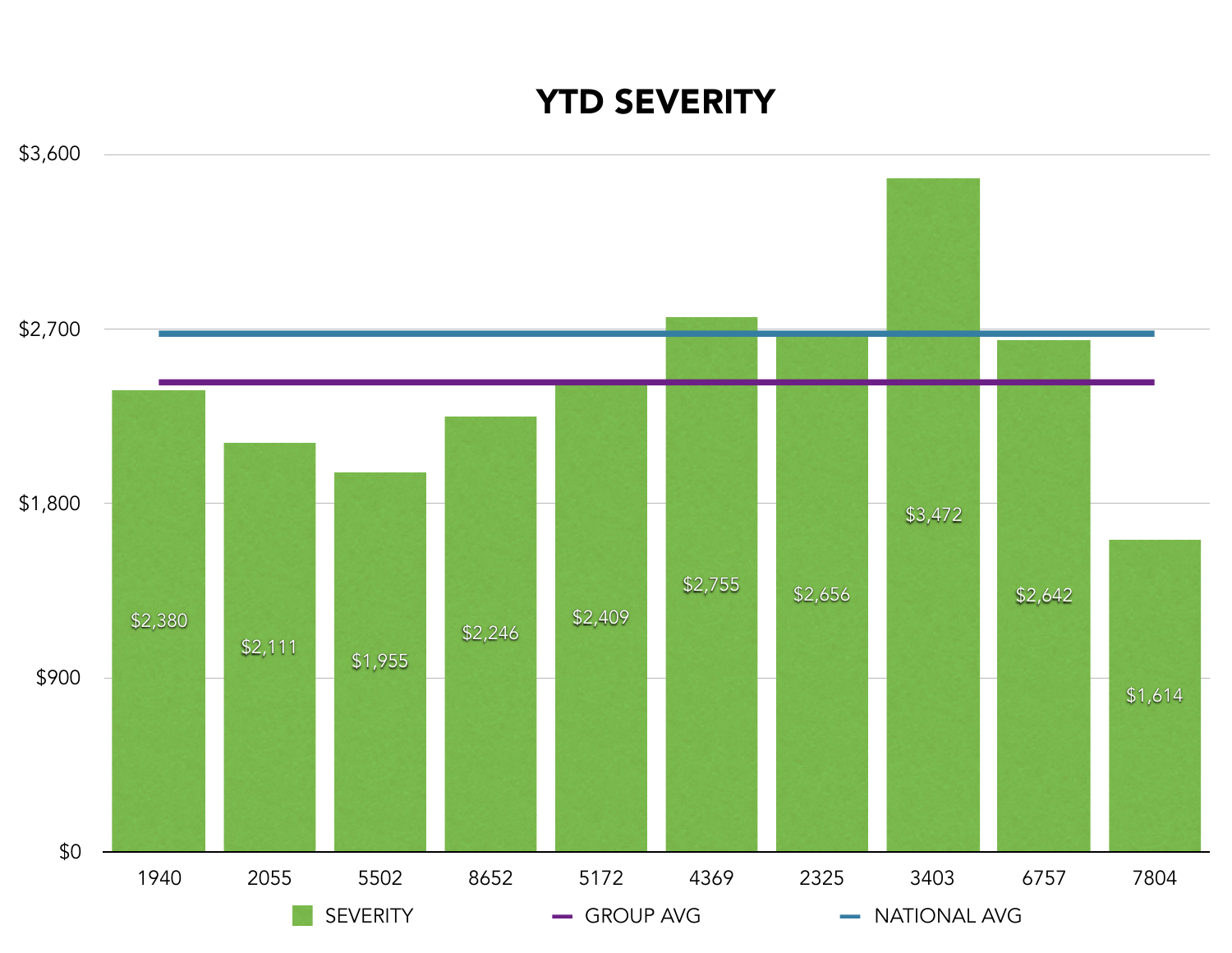# YTD SEVERITY

| | 1940 | 2055 | 5502 | 8652 | 5172 | 4369 | 2325 | 3403 | 6757 | 7804 |
|---|---|---|---|---|---|---|---|---|---|---|
| SEVERITY | $2,380 | $2,111 | $1,955 | $2,246 | $2,409 | $2,755 | $2,656 | $3,472 | $2,642 | $1,614 |

Legend: SEVERITY, GROUP AVG, NATIONAL AVG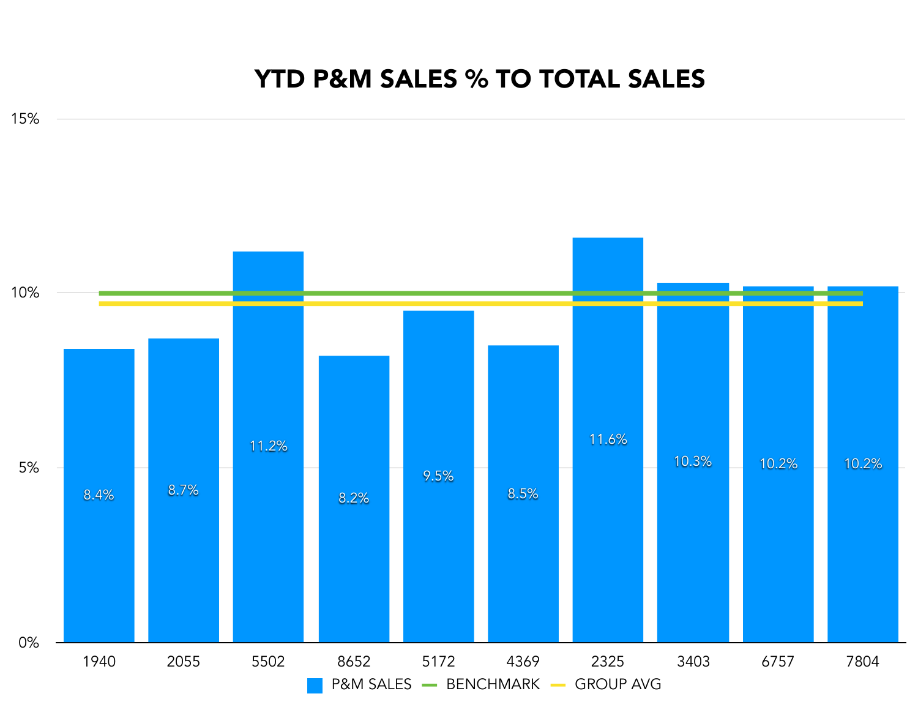# YTD P&M SALES % TO TOTAL SALES

| Store | P&M SALES |
|---|---|
| 1940 | 8.4% |
| 2055 | 8.7% |
| 5502 | 11.2% |
| 8652 | 8.2% |
| 5172 | 9.5% |
| 4369 | 8.5% |
| 2325 | 11.6% |
| 3403 | 10.3% |
| 6757 | 10.2% |
| 7804 | 10.2% |

P&M SALES — BENCHMARK — GROUP AVG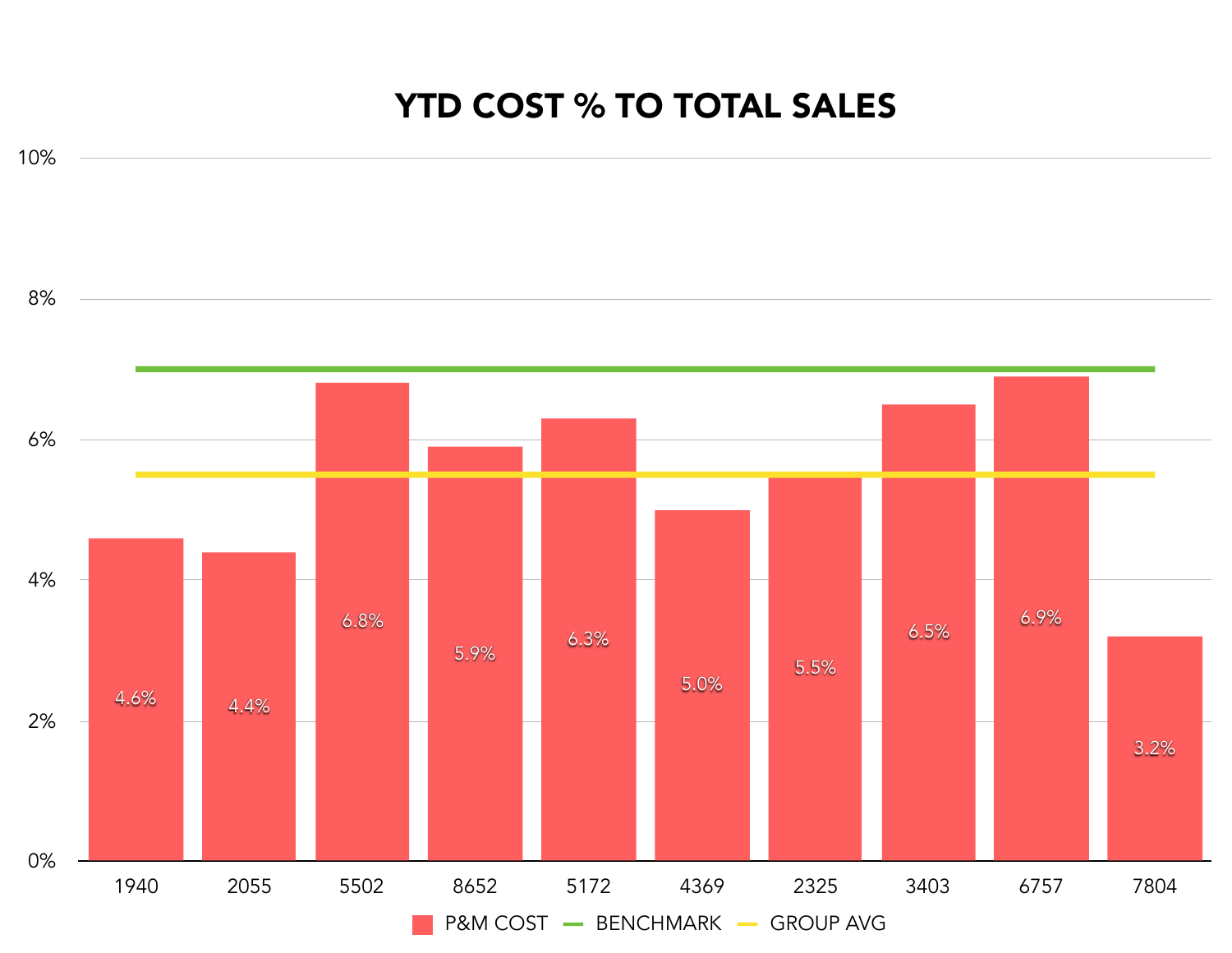# YTD COST % TO TOTAL SALES

| Store | P&M COST |
|---|---|
| 1940 | 4.6% |
| 2055 | 4.4% |
| 5502 | 6.8% |
| 8652 | 5.9% |
| 5172 | 6.3% |
| 4369 | 5.0% |
| 2325 | 5.5% |
| 3403 | 6.5% |
| 6757 | 6.9% |
| 7804 | 3.2% |

P&M COST — BENCHMARK — GROUP AVG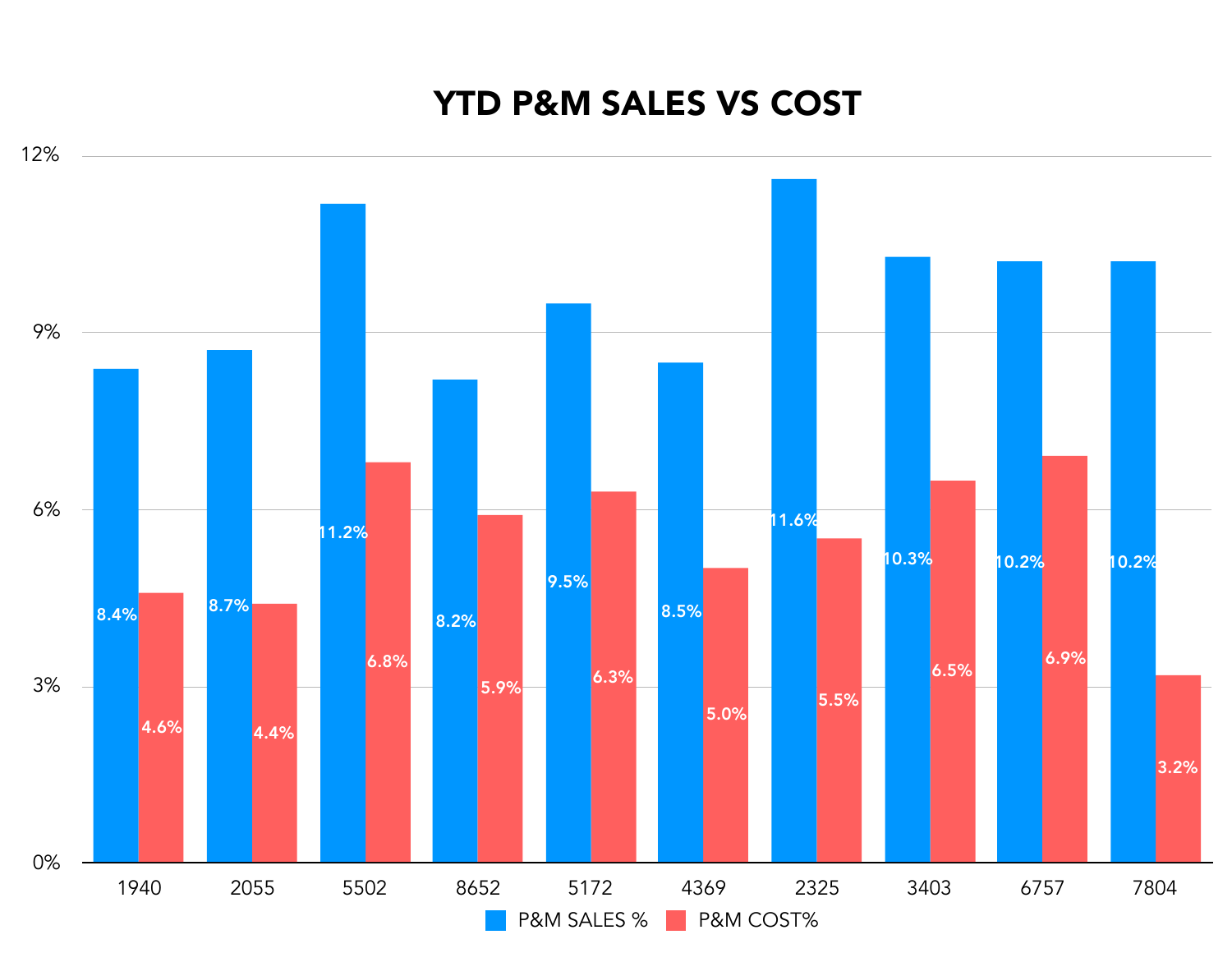# YTD P&M SALES VS COST

| Store | P&M SALES % | P&M COST% |
|---|---|---|
| 1940 | 8.4% | 4.6% |
| 2055 | 8.7% | 4.4% |
| 5502 | 11.2% | 6.8% |
| 8652 | 8.2% | 5.9% |
| 5172 | 9.5% | 6.3% |
| 4369 | 8.5% | 5.0% |
| 2325 | 11.6% | 5.5% |
| 3403 | 10.3% | 6.5% |
| 6757 | 10.2% | 6.9% |
| 7804 | 10.2% | 3.2% |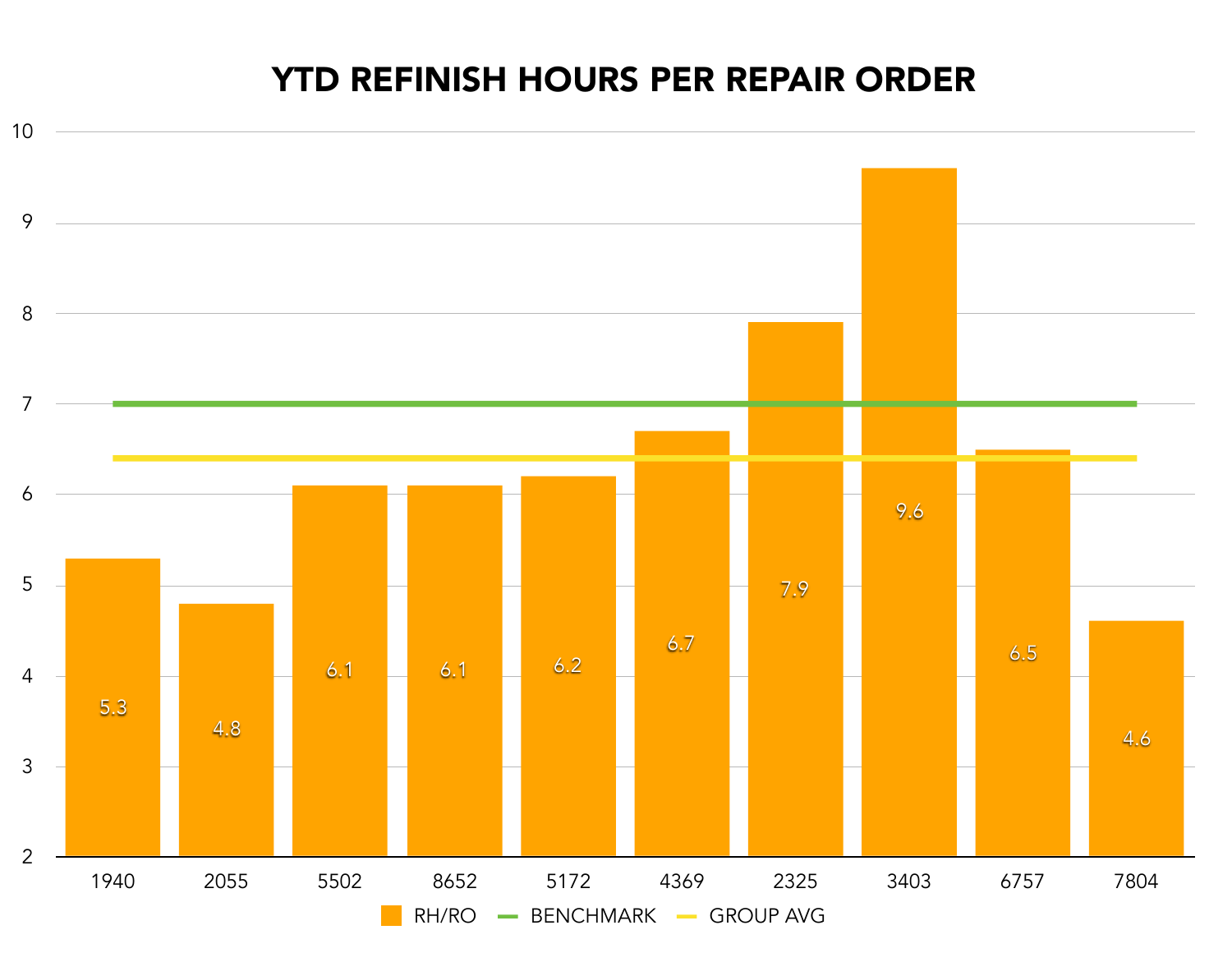# YTD REFINISH HOURS PER REPAIR ORDER

| Shop | RH/RO |
|---|---|
| 1940 | 5.3 |
| 2055 | 4.8 |
| 5502 | 6.1 |
| 8652 | 6.1 |
| 5172 | 6.2 |
| 4369 | 6.7 |
| 2325 | 7.9 |
| 3403 | 9.6 |
| 6757 | 6.5 |
| 7804 | 4.6 |

Legend: RH/RO, BENCHMARK, GROUP AVG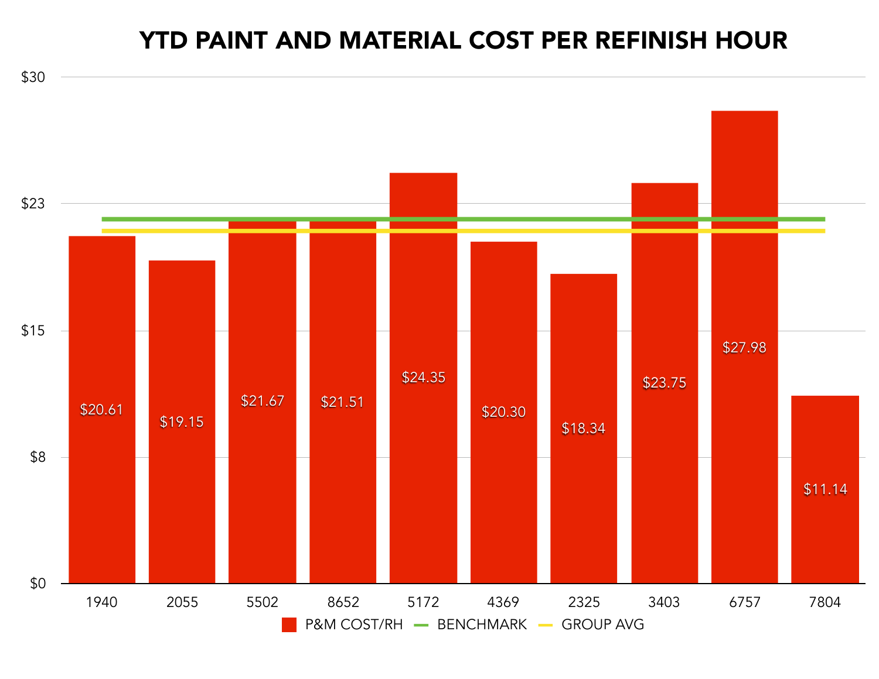# YTD PAINT AND MATERIAL COST PER REFINISH HOUR

| Shop | P&M COST/RH |
|---|---|
| 1940 | $20.61 |
| 2055 | $19.15 |
| 5502 | $21.67 |
| 8652 | $21.51 |
| 5172 | $24.35 |
| 4369 | $20.30 |
| 2325 | $18.34 |
| 3403 | $23.75 |
| 6757 | $27.98 |
| 7804 | $11.14 |

Legend: P&M COST/RH — BENCHMARK — GROUP AVG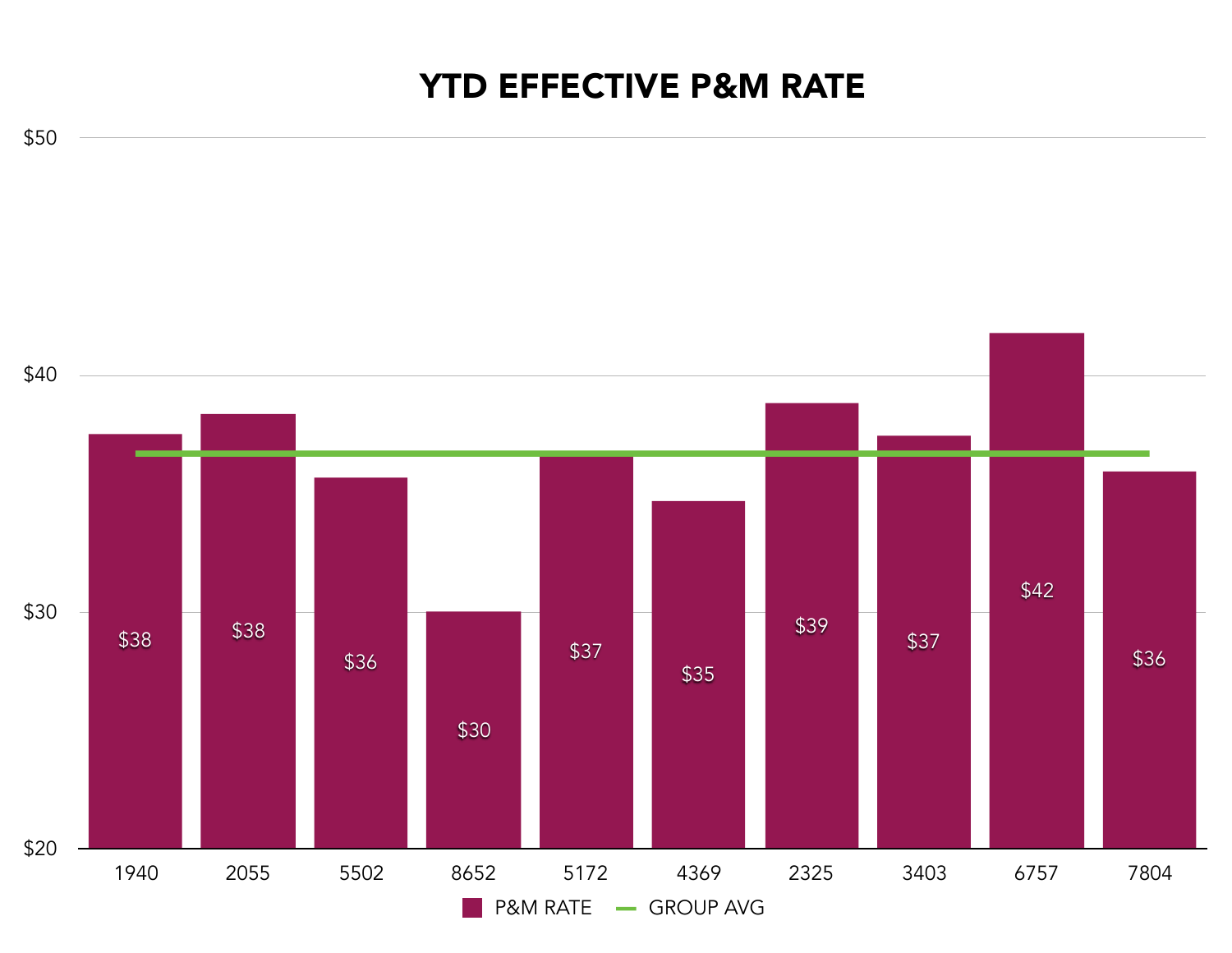# YTD EFFECTIVE P&M RATE

| | P&M RATE |
|---|---|
| 1940 | $38 |
| 2055 | $38 |
| 5502 | $36 |
| 8652 | $30 |
| 5172 | $37 |
| 4369 | $35 |
| 2325 | $39 |
| 3403 | $37 |
| 6757 | $42 |
| 7804 | $36 |

P&M RATE — GROUP AVG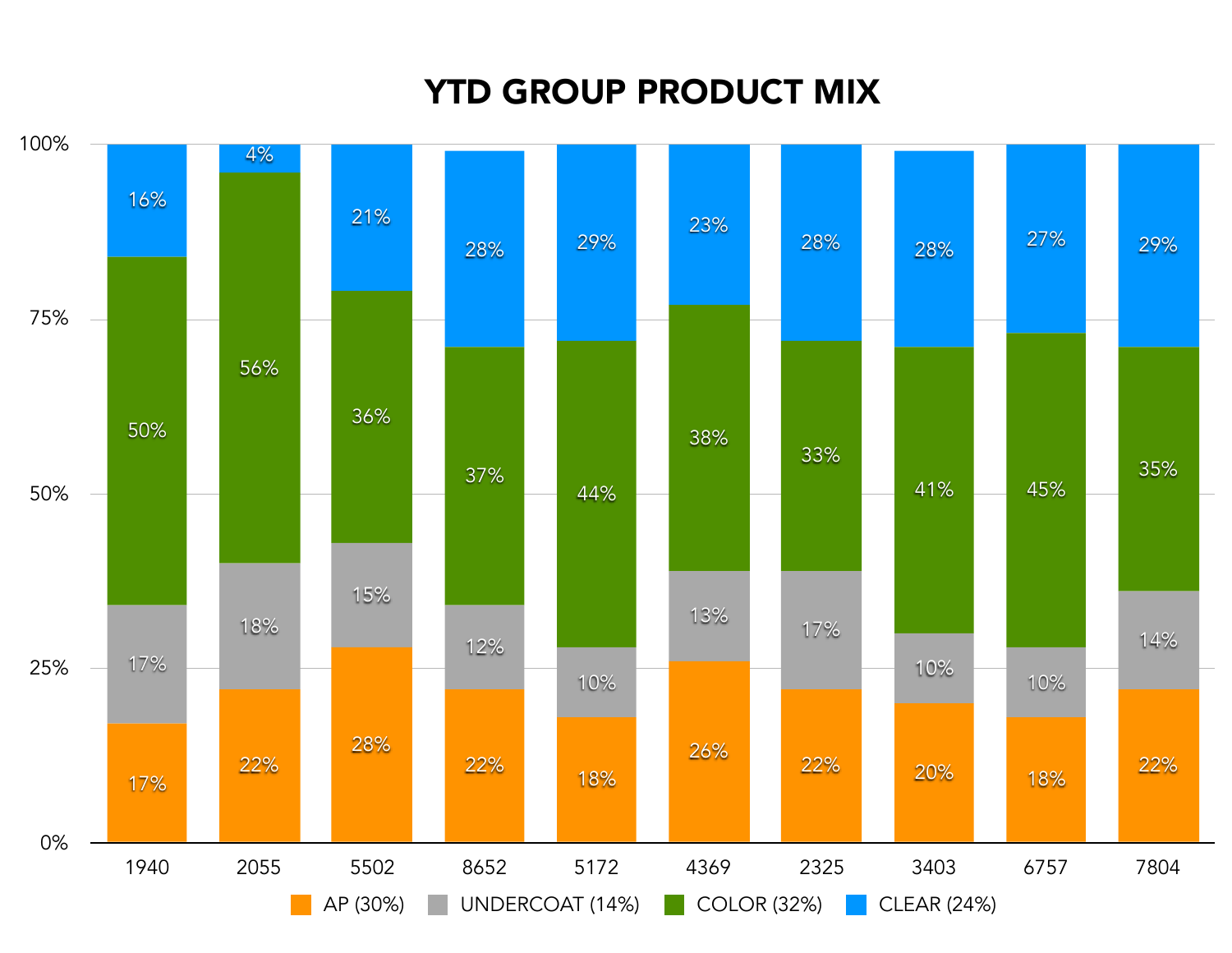# YTD GROUP PRODUCT MIX

| | 1940 | 2055 | 5502 | 8652 | 5172 | 4369 | 2325 | 3403 | 6757 | 7804 |
|---|---|---|---|---|---|---|---|---|---|---|
| AP (30%) | 17% | 22% | 28% | 22% | 18% | 26% | 22% | 20% | 18% | 22% |
| UNDERCOAT (14%) | 17% | 18% | 15% | 12% | 10% | 13% | 17% | 10% | 10% | 14% |
| COLOR (32%) | 50% | 56% | 36% | 37% | 44% | 38% | 33% | 41% | 45% | 35% |
| CLEAR (24%) | 16% | 4% | 21% | 28% | 29% | 23% | 28% | 28% | 27% | 29% |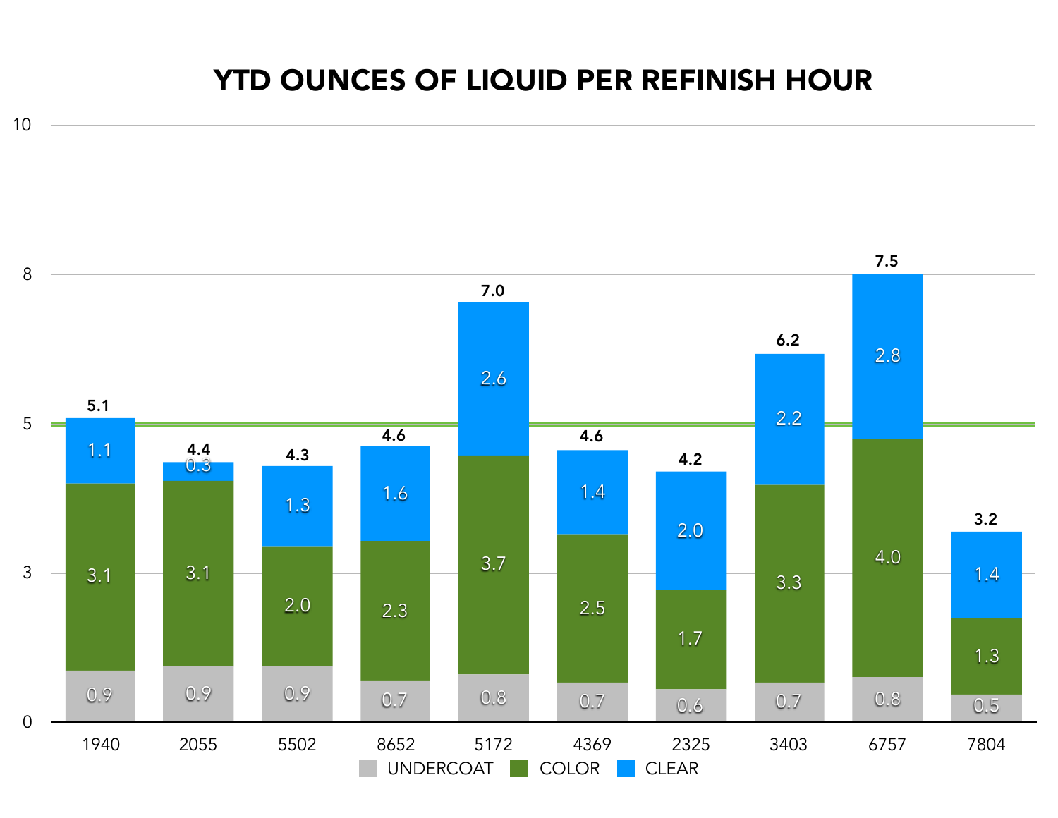# YTD OUNCES OF LIQUID PER REFINISH HOUR

| | UNDERCOAT | COLOR | CLEAR | TOTAL |
|---|---|---|---|---|
| 1940 | 0.9 | 3.1 | 1.1 | 5.1 |
| 2055 | 0.9 | 3.1 | 0.3 | 4.4 |
| 5502 | 0.9 | 2.0 | 1.3 | 4.3 |
| 8652 | 0.7 | 2.3 | 1.6 | 4.6 |
| 5172 | 0.8 | 3.7 | 2.6 | 7.0 |
| 4369 | 0.7 | 2.5 | 1.4 | 4.6 |
| 2325 | 0.6 | 1.7 | 2.0 | 4.2 |
| 3403 | 0.7 | 3.3 | 2.2 | 6.2 |
| 6757 | 0.8 | 4.0 | 2.8 | 7.5 |
| 7804 | 0.5 | 1.3 | 1.4 | 3.2 |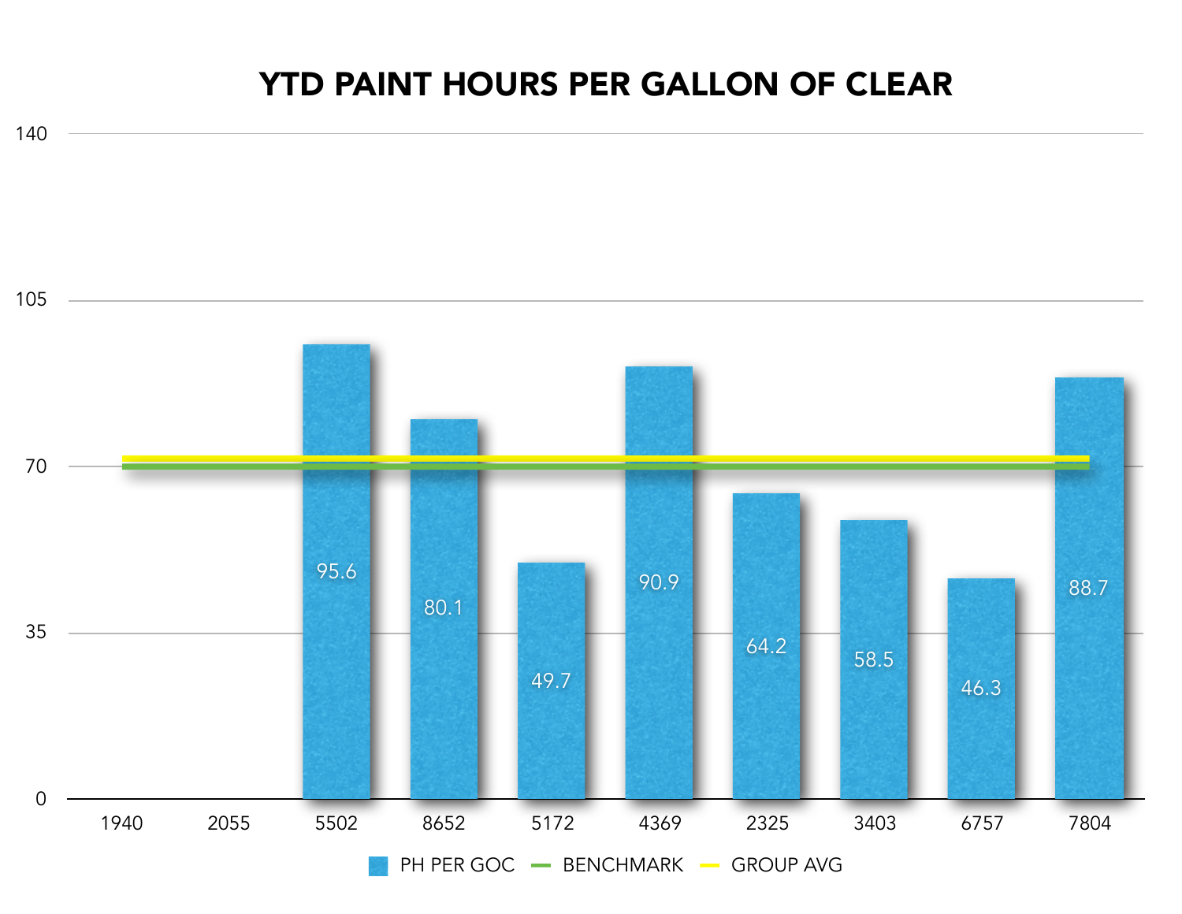# YTD PAINT HOURS PER GALLON OF CLEAR

140

105

70

35

0

95.6

80.1

49.7

90.9

64.2

58.5

46.3

88.7

1940 2055 5502 8652 5172 4369 2325 3403 6757 7804

PH PER GOC BENCHMARK GROUP AVG